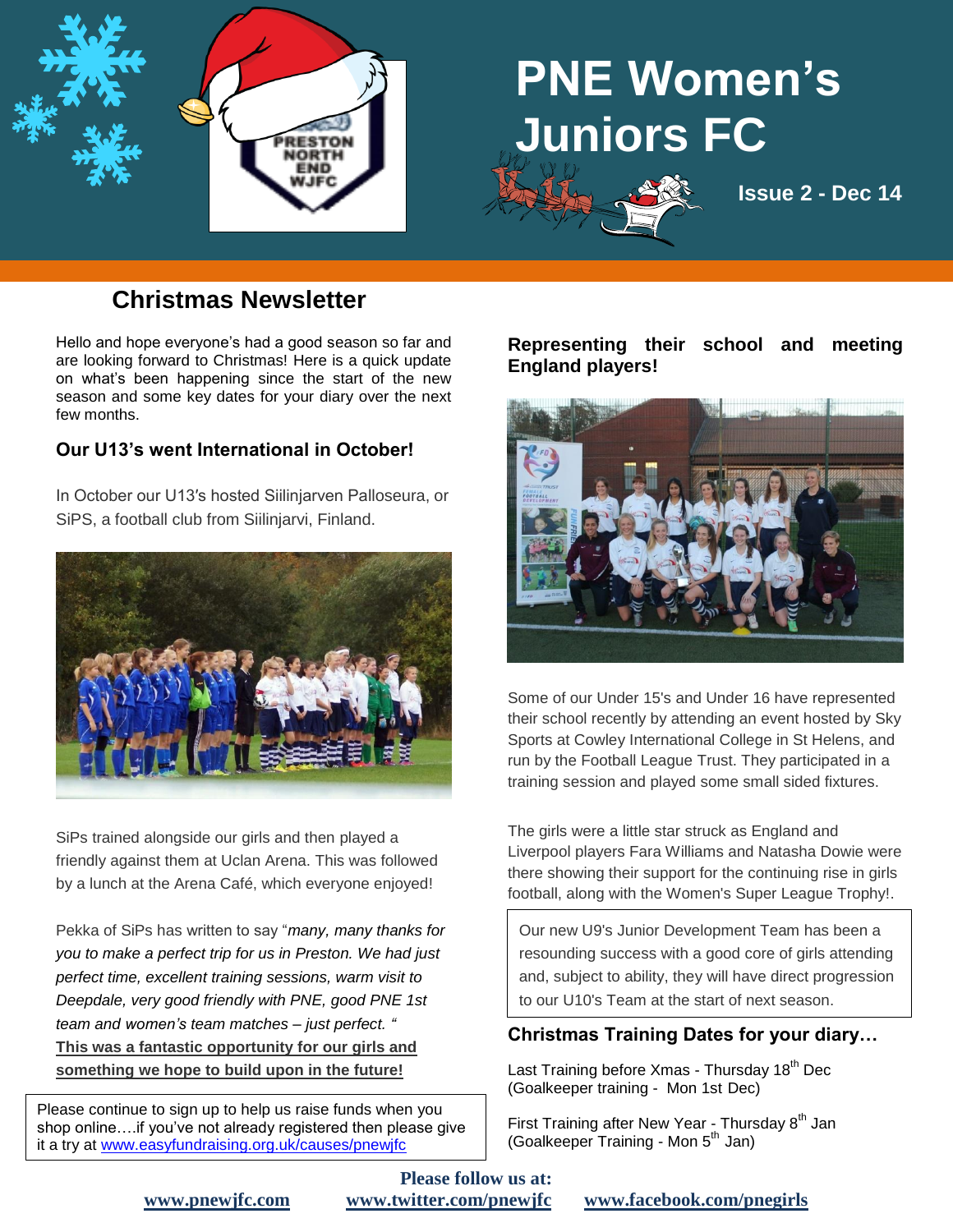# PNE Women's Juniors FC

**Issue 2 - Dec 14**

## Christmas Newsletter

Hello and hope everyone's had a good season so far and are looking forward to Christmas! Here is a quick update on what's been happening since the start of the new season and some key dates for your diary over the next few months.

### Our U13's went International in October!

In October our U13's hosted Siilinjarven Palloseura, or SiPS, a football club from Siilinjarvi, Finland.

SiPs trained alongside our girls and then played a friendly against them at Uclan Arena. This was followed by a lunch at the Arena Café, which everyone enjoyed!

Pekka of SiPs has written to say "*many, many thanks for you to make a perfect trip for us in Preston. We had just perfect time, excellent training sessions, warm visit to Deepdale, very good friendly with PNE, good PNE 1st team and women's team matches – just perfect.* "

**This was a fantastic opportunity for our girls and something we hope to build upon in the future!**

Please continue to sign up to help us raise funds when you shop online….if you've not already registered then please give it a try at www.easyfundraising.org.uk/causes/pnewjfc

### Representing their school and meeting England players!

Some of our Under 15's and Under 16 have represented their school recently by attending an event hosted by Sky Sports at Cowley International College in St Helens, and run by the Football League Trust. They participated in a training session and played some small sided fixtures.

The girls were a little star struck as England and Liverpool players Fara Williams and Natasha Dowie were there showing their support for the continuing rise in girls football, along with the Women's Super League Trophy!.

Our new U9's Junior Development Team has been a resounding success with a good core of girls attending and, subject to ability, they will have direct progression to our U10's Team at the start of next season.

### Christmas Training Dates for your diary…

Last Training before Xmas - Thursday 18th Dec
(Goalkeeper training - Mon 1st Dec)

First Training after New Year - Thursday 8th Jan
(Goalkeeper Training - Mon 5th Jan)

**Please follow us at:**

**www.pnewjfc.com** **www.twitter.com/pnewjfc** **www.facebook.com/pnegirls**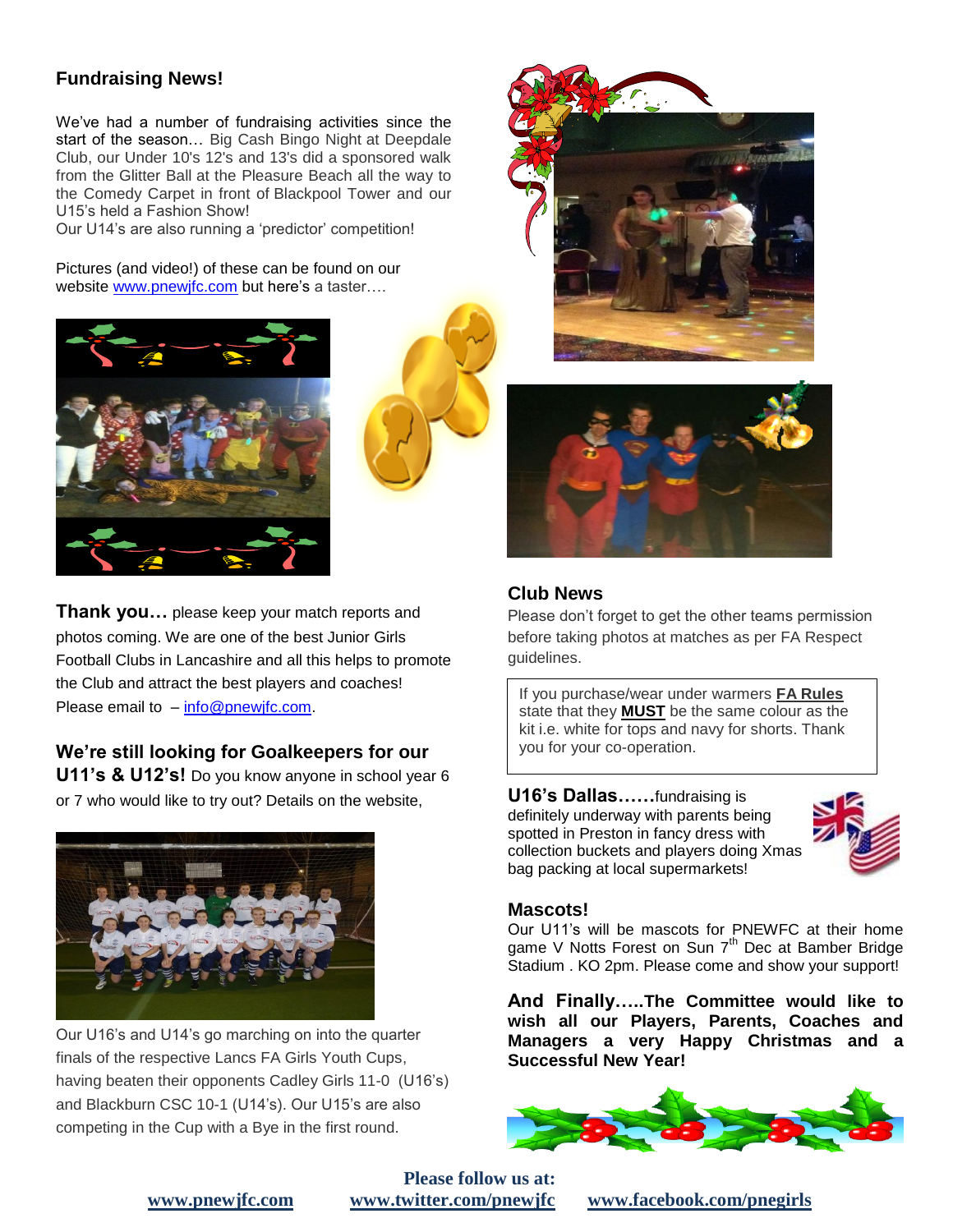## Fundraising News!

We've had a number of fundraising activities since the start of the season… Big Cash Bingo Night at Deepdale Club, our Under 10's 12's and 13's did a sponsored walk from the Glitter Ball at the Pleasure Beach all the way to the Comedy Carpet in front of Blackpool Tower and our U15's held a Fashion Show!
Our U14's are also running a 'predictor' competition!

Pictures (and video!) of these can be found on our website www.pnewjfc.com but here's a taster….

**Thank you…** please keep your match reports and photos coming. We are one of the best Junior Girls Football Clubs in Lancashire and all this helps to promote the Club and attract the best players and coaches! Please email to – info@pnewjfc.com.

**We're still looking for Goalkeepers for our U11's & U12's!** Do you know anyone in school year 6 or 7 who would like to try out? Details on the website,

Our U16's and U14's go marching on into the quarter finals of the respective Lancs FA Girls Youth Cups, having beaten their opponents Cadley Girls 11-0 (U16's) and Blackburn CSC 10-1 (U14's). Our U15's are also competing in the Cup with a Bye in the first round.

## Club News

Please don't forget to get the other teams permission before taking photos at matches as per FA Respect guidelines.

If you purchase/wear under warmers **FA Rules** state that they **MUST** be the same colour as the kit i.e. white for tops and navy for shorts. Thank you for your co-operation.

**U16's Dallas……**fundraising is definitely underway with parents being spotted in Preston in fancy dress with collection buckets and players doing Xmas bag packing at local supermarkets!

**Mascots!**

Our U11's will be mascots for PNEWFC at their home game V Notts Forest on Sun 7th Dec at Bamber Bridge Stadium . KO 2pm. Please come and show your support!

**And Finally…..The Committee would like to wish all our Players, Parents, Coaches and Managers a very Happy Christmas and a Successful New Year!**

**Please follow us at:**

**www.pnewjfc.com** **www.twitter.com/pnewjfc** **www.facebook.com/pnegirls**